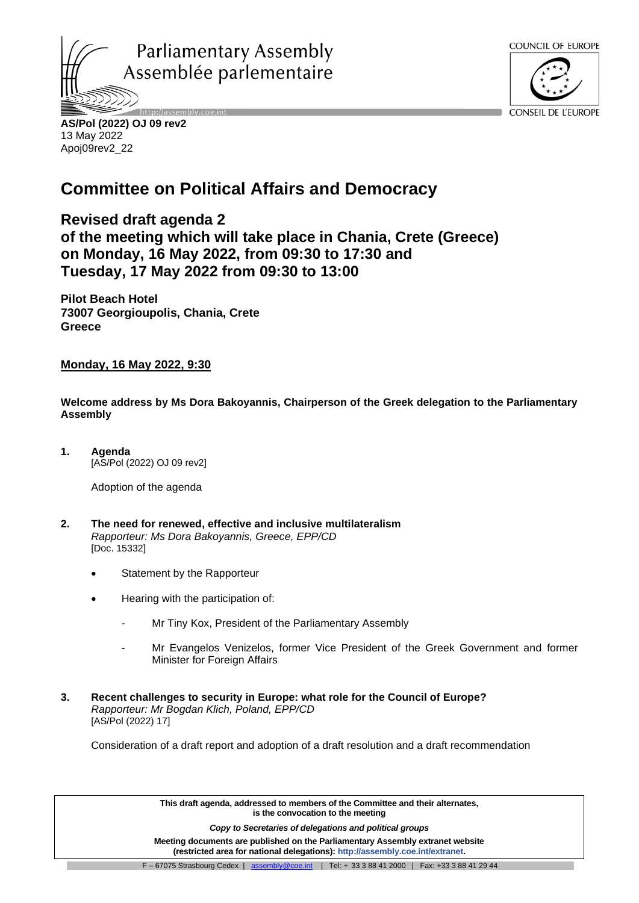Parliamentary Assembly
Assemblée parlementaire

COUNCIL OF EUROPE
CONSEIL DE L'EUROPE

**AS/Pol (2022) OJ 09 rev2**
13 May 2022
Apoj09rev2_22

# Committee on Political Affairs and Democracy

## Revised draft agenda 2 of the meeting which will take place in Chania, Crete (Greece) on Monday, 16 May 2022, from 09:30 to 17:30 and Tuesday, 17 May 2022 from 09:30 to 13:00

**Pilot Beach Hotel**
**73007 Georgioupolis, Chania, Crete**
**Greece**

**Monday, 16 May 2022, 9:30**

**Welcome address by Ms Dora Bakoyannis, Chairperson of the Greek delegation to the Parliamentary Assembly**

**1. Agenda**
[AS/Pol (2022) OJ 09 rev2]

Adoption of the agenda

**2. The need for renewed, effective and inclusive multilateralism**
*Rapporteur: Ms Dora Bakoyannis, Greece, EPP/CD*
[Doc. 15332]

- Statement by the Rapporteur
- Hearing with the participation of:
  - Mr Tiny Kox, President of the Parliamentary Assembly
  - Mr Evangelos Venizelos, former Vice President of the Greek Government and former Minister for Foreign Affairs

**3. Recent challenges to security in Europe: what role for the Council of Europe?**
*Rapporteur: Mr Bogdan Klich, Poland, EPP/CD*
[AS/Pol (2022) 17]

Consideration of a draft report and adoption of a draft resolution and a draft recommendation

**This draft agenda, addressed to members of the Committee and their alternates, is the convocation to the meeting**

***Copy to Secretaries of delegations and political groups***

**Meeting documents are published on the Parliamentary Assembly extranet website (restricted area for national delegations): http://assembly.coe.int/extranet.**

F – 67075 Strasbourg Cedex | assembly@coe.int | Tel: + 33 3 88 41 2000 | Fax: +33 3 88 41 29 44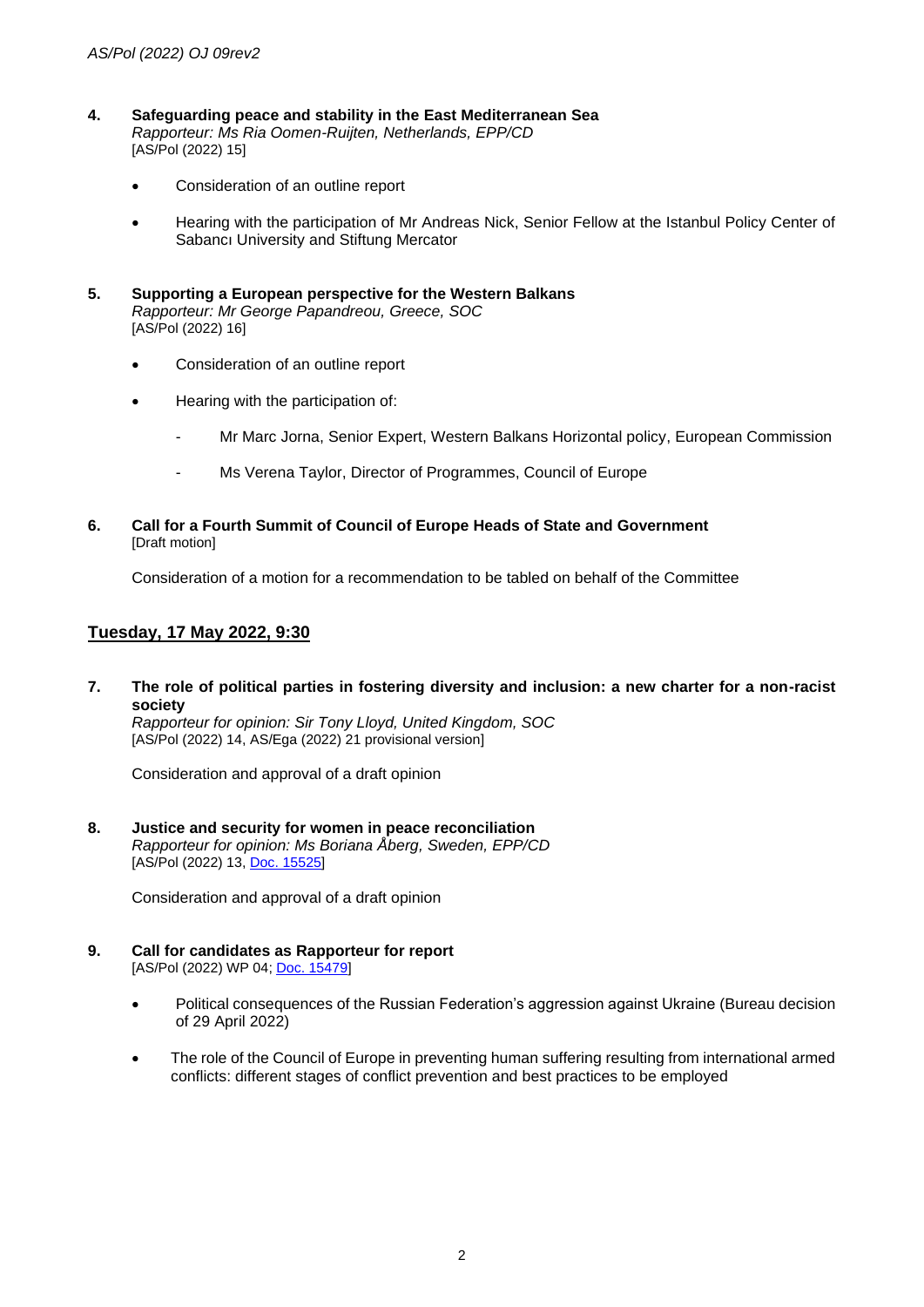**4. Safeguarding peace and stability in the East Mediterranean Sea**
*Rapporteur: Ms Ria Oomen-Ruijten, Netherlands, EPP/CD*
[AS/Pol (2022) 15]

- Consideration of an outline report
- Hearing with the participation of Mr Andreas Nick, Senior Fellow at the Istanbul Policy Center of Sabancı University and Stiftung Mercator

**5. Supporting a European perspective for the Western Balkans**
*Rapporteur: Mr George Papandreou, Greece, SOC*
[AS/Pol (2022) 16]

- Consideration of an outline report
- Hearing with the participation of:
  - Mr Marc Jorna, Senior Expert, Western Balkans Horizontal policy, European Commission
  - Ms Verena Taylor, Director of Programmes, Council of Europe

**6. Call for a Fourth Summit of Council of Europe Heads of State and Government**
[Draft motion]

Consideration of a motion for a recommendation to be tabled on behalf of the Committee

## Tuesday, 17 May 2022, 9:30

**7. The role of political parties in fostering diversity and inclusion: a new charter for a non-racist society**
*Rapporteur for opinion: Sir Tony Lloyd, United Kingdom, SOC*
[AS/Pol (2022) 14, AS/Ega (2022) 21 provisional version]

Consideration and approval of a draft opinion

**8. Justice and security for women in peace reconciliation**
*Rapporteur for opinion: Ms Boriana Åberg, Sweden, EPP/CD*
[AS/Pol (2022) 13, Doc. 15525]

Consideration and approval of a draft opinion

**9. Call for candidates as Rapporteur for report**
[AS/Pol (2022) WP 04; Doc. 15479]

- Political consequences of the Russian Federation's aggression against Ukraine (Bureau decision of 29 April 2022)
- The role of the Council of Europe in preventing human suffering resulting from international armed conflicts: different stages of conflict prevention and best practices to be employed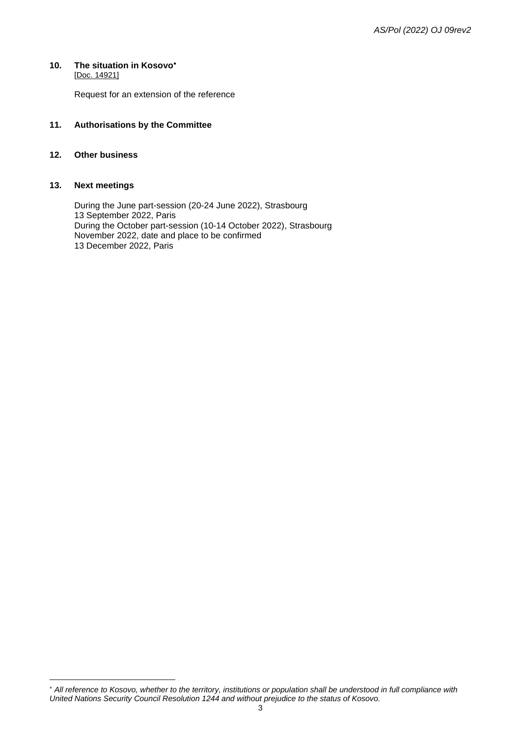**10. The situation in Kosovo**[*]
[Doc. 14921]

Request for an extension of the reference

**11. Authorisations by the Committee**

**12. Other business**

**13. Next meetings**

During the June part-session (20-24 June 2022), Strasbourg
13 September 2022, Paris
During the October part-session (10-14 October 2022), Strasbourg
November 2022, date and place to be confirmed
13 December 2022, Paris

---

[*] *All reference to Kosovo, whether to the territory, institutions or population shall be understood in full compliance with United Nations Security Council Resolution 1244 and without prejudice to the status of Kosovo.*